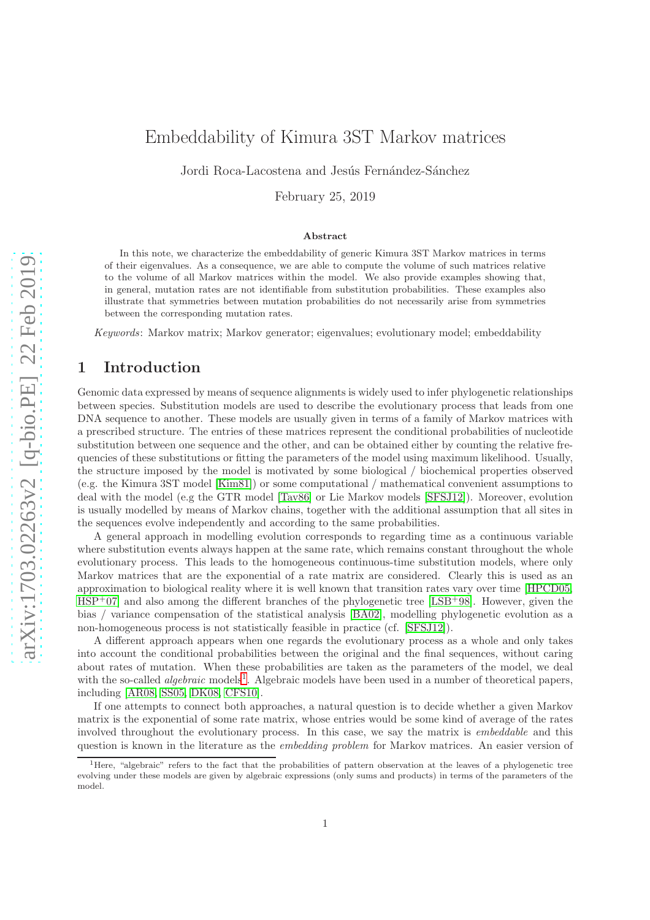# Embeddability of Kimura 3ST Markov matrices

Jordi Roca-Lacostena and Jesús Fernández-Sánchez

February 25, 2019

## Abstract

In this note, we characterize the embeddability of generic Kimura 3ST Markov matrices in terms of their eigenvalues. As a consequence, we are able to compute the volume of such matrices relative to the volume of all Markov matrices within the model. We also provide examples showing that, in general, mutation rates are not identifiable from substitution probabilities. These examples also illustrate that symmetries between mutation probabilities do not necessarily arise from symmetries between the corresponding mutation rates.

*Keywords*: Markov matrix; Markov generator; eigenvalues; evolutionary model; embeddability

## 1 Introduction

Genomic data expressed by means of sequence alignments is widely used to infer phylogenetic relationships between species. Substitution models are used to describe the evolutionary process that leads from one DNA sequence to another. These models are usually given in terms of a family of Markov matrices with a prescribed structure. The entries of these matrices represent the conditional probabilities of nucleotide substitution between one sequence and the other, and can be obtained either by counting the relative frequencies of these substitutions or fitting the parameters of the model using maximum likelihood. Usually, the structure imposed by the model is motivated by some biological / biochemical properties observed (e.g. the Kimura 3ST model [Kim81]) or some computational / mathematical convenient assumptions to deal with the model (e.g the GTR model [Tav86] or Lie Markov models [SFSJ12]). Moreover, evolution is usually modelled by means of Markov chains, together with the additional assumption that all sites in the sequences evolve independently and according to the same probabilities.

A general approach in modelling evolution corresponds to regarding time as a continuous variable where substitution events always happen at the same rate, which remains constant throughout the whole evolutionary process. This leads to the homogeneous continuous-time substitution models, where only Markov matrices that are the exponential of a rate matrix are considered. Clearly this is used as an approximation to biological reality where it is well known that transition rates vary over time [HPCD05, HSP+07] and also among the different branches of the phylogenetic tree [LSB+98]. However, given the bias / variance compensation of the statistical analysis [BA02], modelling phylogenetic evolution as a non-homogeneous process is not statistically feasible in practice (cf. [SFSJ12]).

A different approach appears when one regards the evolutionary process as a whole and only takes into account the conditional probabilities between the original and the final sequences, without caring about rates of mutation. When these probabilities are taken as the parameters of the model, we deal with the so-called *algebraic* models[1]. Algebraic models have been used in a number of theoretical papers, including [AR08, SS05, DK08, CFS10].

If one attempts to connect both approaches, a natural question is to decide whether a given Markov matrix is the exponential of some rate matrix, whose entries would be some kind of average of the rates involved throughout the evolutionary process. In this case, we say the matrix is *embeddable* and this question is known in the literature as the *embedding problem* for Markov matrices. An easier version of

[1] Here, "algebraic" refers to the fact that the probabilities of pattern observation at the leaves of a phylogenetic tree evolving under these models are given by algebraic expressions (only sums and products) in terms of the parameters of the model.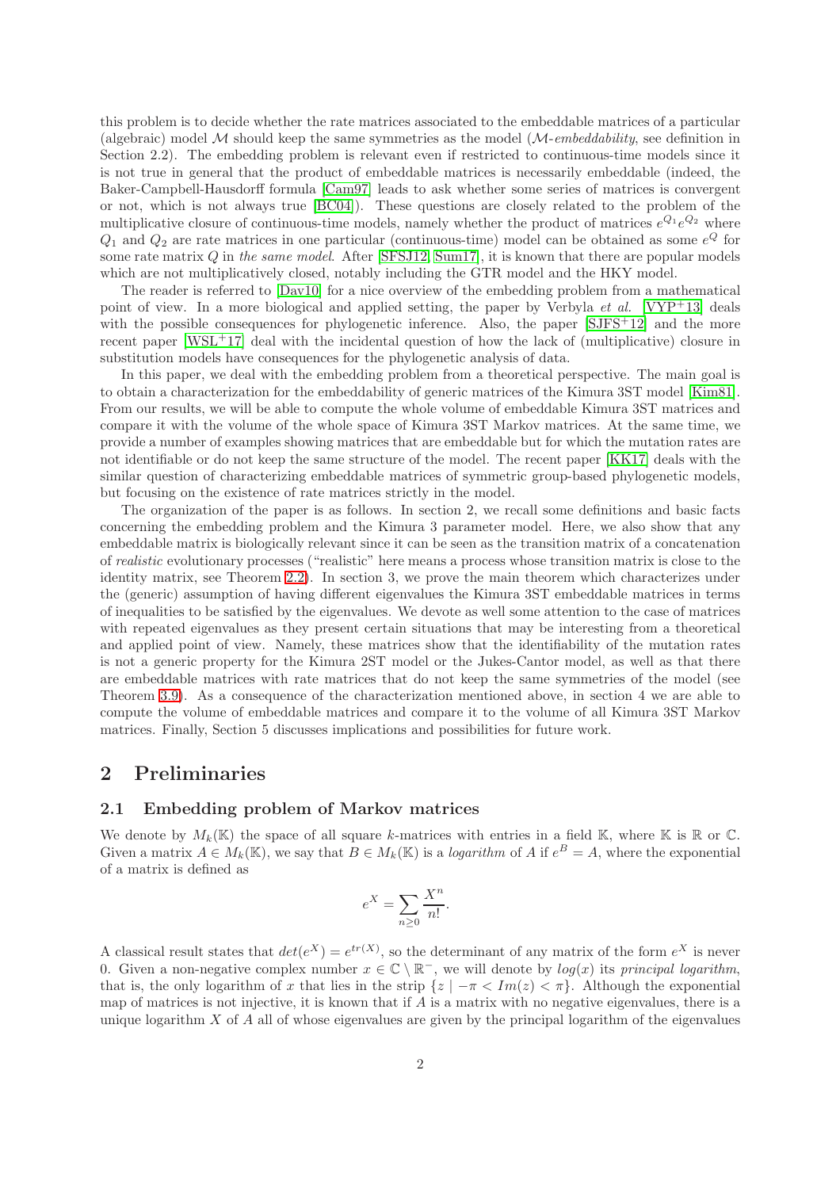this problem is to decide whether the rate matrices associated to the embeddable matrices of a particular (algebraic) model $\mathcal{M}$ should keep the same symmetries as the model ($\mathcal{M}$-*embeddability*, see definition in Section 2.2). The embedding problem is relevant even if restricted to continuous-time models since it is not true in general that the product of embeddable matrices is necessarily embeddable (indeed, the Baker-Campbell-Hausdorff formula [Cam97] leads to ask whether some series of matrices is convergent or not, which is not always true [BC04]). These questions are closely related to the problem of the multiplicative closure of continuous-time models, namely whether the product of matrices $e^{Q_1}e^{Q_2}$ where $Q_1$ and $Q_2$ are rate matrices in one particular (continuous-time) model can be obtained as some $e^{Q}$ for some rate matrix $Q$ in *the same model*. After [SFSJ12, Sum17], it is known that there are popular models which are not multiplicatively closed, notably including the GTR model and the HKY model.

The reader is referred to [Dav10] for a nice overview of the embedding problem from a mathematical point of view. In a more biological and applied setting, the paper by Verbyla *et al.* [VYP+13] deals with the possible consequences for phylogenetic inference. Also, the paper [SJFS+12] and the more recent paper [WSL+17] deal with the incidental question of how the lack of (multiplicative) closure in substitution models have consequences for the phylogenetic analysis of data.

In this paper, we deal with the embedding problem from a theoretical perspective. The main goal is to obtain a characterization for the embeddability of generic matrices of the Kimura 3ST model [Kim81]. From our results, we will be able to compute the whole volume of embeddable Kimura 3ST matrices and compare it with the volume of the whole space of Kimura 3ST Markov matrices. At the same time, we provide a number of examples showing matrices that are embeddable but for which the mutation rates are not identifiable or do not keep the same structure of the model. The recent paper [KK17] deals with the similar question of characterizing embeddable matrices of symmetric group-based phylogenetic models, but focusing on the existence of rate matrices strictly in the model.

The organization of the paper is as follows. In section 2, we recall some definitions and basic facts concerning the embedding problem and the Kimura 3 parameter model. Here, we also show that any embeddable matrix is biologically relevant since it can be seen as the transition matrix of a concatenation of *realistic* evolutionary processes ("realistic" here means a process whose transition matrix is close to the identity matrix, see Theorem 2.2). In section 3, we prove the main theorem which characterizes under the (generic) assumption of having different eigenvalues the Kimura 3ST embeddable matrices in terms of inequalities to be satisfied by the eigenvalues. We devote as well some attention to the case of matrices with repeated eigenvalues as they present certain situations that may be interesting from a theoretical and applied point of view. Namely, these matrices show that the identifiability of the mutation rates is not a generic property for the Kimura 2ST model or the Jukes-Cantor model, as well as that there are embeddable matrices with rate matrices that do not keep the same symmetries of the model (see Theorem 3.9). As a consequence of the characterization mentioned above, in section 4 we are able to compute the volume of embeddable matrices and compare it to the volume of all Kimura 3ST Markov matrices. Finally, Section 5 discusses implications and possibilities for future work.

## 2 Preliminaries

### 2.1 Embedding problem of Markov matrices

We denote by $M_k(\mathbb{K})$ the space of all square $k$-matrices with entries in a field $\mathbb{K}$, where $\mathbb{K}$ is $\mathbb{R}$ or $\mathbb{C}$. Given a matrix $A \in M_k(\mathbb{K})$, we say that $B \in M_k(\mathbb{K})$ is a *logarithm* of $A$ if $e^B = A$, where the exponential of a matrix is defined as

$$e^X = \sum_{n \geq 0} \frac{X^n}{n!}.$$

A classical result states that $det(e^X) = e^{tr(X)}$, so the determinant of any matrix of the form $e^X$ is never 0. Given a non-negative complex number $x \in \mathbb{C} \setminus \mathbb{R}^-$, we will denote by $log(x)$ its *principal logarithm*, that is, the only logarithm of $x$ that lies in the strip $\{z \mid -\pi < Im(z) < \pi\}$. Although the exponential map of matrices is not injective, it is known that if $A$ is a matrix with no negative eigenvalues, there is a unique logarithm $X$ of $A$ all of whose eigenvalues are given by the principal logarithm of the eigenvalues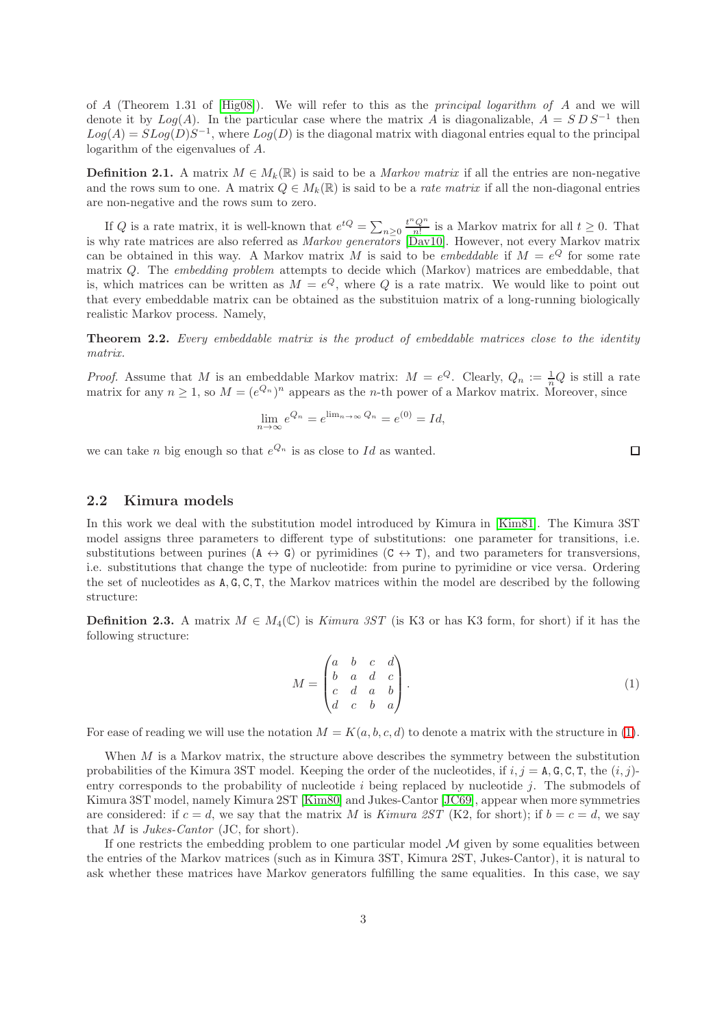of $A$ (Theorem 1.31 of [Hig08]). We will refer to this as the *principal logarithm of* $A$ and we will denote it by $Log(A)$. In the particular case where the matrix $A$ is diagonalizable, $A = S\,D\,S^{-1}$ then $Log(A) = SLog(D)S^{-1}$, where $Log(D)$ is the diagonal matrix with diagonal entries equal to the principal logarithm of the eigenvalues of $A$.

**Definition 2.1.** A matrix $M \in M_k(\mathbb{R})$ is said to be a *Markov matrix* if all the entries are non-negative and the rows sum to one. A matrix $Q \in M_k(\mathbb{R})$ is said to be a *rate matrix* if all the non-diagonal entries are non-negative and the rows sum to zero.

If $Q$ is a rate matrix, it is well-known that $e^{tQ} = \sum_{n\geq 0} \frac{t^n Q^n}{n!}$ is a Markov matrix for all $t \geq 0$. That is why rate matrices are also referred as *Markov generators* [Dav10]. However, not every Markov matrix can be obtained in this way. A Markov matrix $M$ is said to be *embeddable* if $M = e^Q$ for some rate matrix $Q$. The *embedding problem* attempts to decide which (Markov) matrices are embeddable, that is, which matrices can be written as $M = e^Q$, where $Q$ is a rate matrix. We would like to point out that every embeddable matrix can be obtained as the substituion matrix of a long-running biologically realistic Markov process. Namely,

**Theorem 2.2.** *Every embeddable matrix is the product of embeddable matrices close to the identity matrix.*

*Proof.* Assume that $M$ is an embeddable Markov matrix: $M = e^Q$. Clearly, $Q_n := \frac{1}{n}Q$ is still a rate matrix for any $n \geq 1$, so $M = (e^{Q_n})^n$ appears as the $n$-th power of a Markov matrix. Moreover, since

$$\lim_{n\to\infty} e^{Q_n} = e^{\lim_{n\to\infty} Q_n} = e^{(0)} = Id,$$

we can take $n$ big enough so that $e^{Q_n}$ is as close to $Id$ as wanted. $\square$

## 2.2 Kimura models

In this work we deal with the substitution model introduced by Kimura in [Kim81]. The Kimura 3ST model assigns three parameters to different type of substitutions: one parameter for transitions, i.e. substitutions between purines (A $\leftrightarrow$ G) or pyrimidines (C $\leftrightarrow$ T), and two parameters for transversions, i.e. substitutions that change the type of nucleotide: from purine to pyrimidine or vice versa. Ordering the set of nucleotides as A, G, C, T, the Markov matrices within the model are described by the following structure:

**Definition 2.3.** A matrix $M \in M_4(\mathbb{C})$ is *Kimura 3ST* (is K3 or has K3 form, for short) if it has the following structure:

$$M = \begin{pmatrix} a & b & c & d \\ b & a & d & c \\ c & d & a & b \\ d & c & b & a \end{pmatrix}. \tag{1}$$

For ease of reading we will use the notation $M = K(a, b, c, d)$ to denote a matrix with the structure in (1).

When $M$ is a Markov matrix, the structure above describes the symmetry between the substitution probabilities of the Kimura 3ST model. Keeping the order of the nucleotides, if $i, j =$ A, G, C, T, the $(i, j)$-entry corresponds to the probability of nucleotide $i$ being replaced by nucleotide $j$. The submodels of Kimura 3ST model, namely Kimura 2ST [Kim80] and Jukes-Cantor [JC69], appear when more symmetries are considered: if $c = d$, we say that the matrix $M$ is *Kimura 2ST* (K2, for short); if $b = c = d$, we say that $M$ is *Jukes-Cantor* (JC, for short).

If one restricts the embedding problem to one particular model $\mathcal{M}$ given by some equalities between the entries of the Markov matrices (such as in Kimura 3ST, Kimura 2ST, Jukes-Cantor), it is natural to ask whether these matrices have Markov generators fulfilling the same equalities. In this case, we say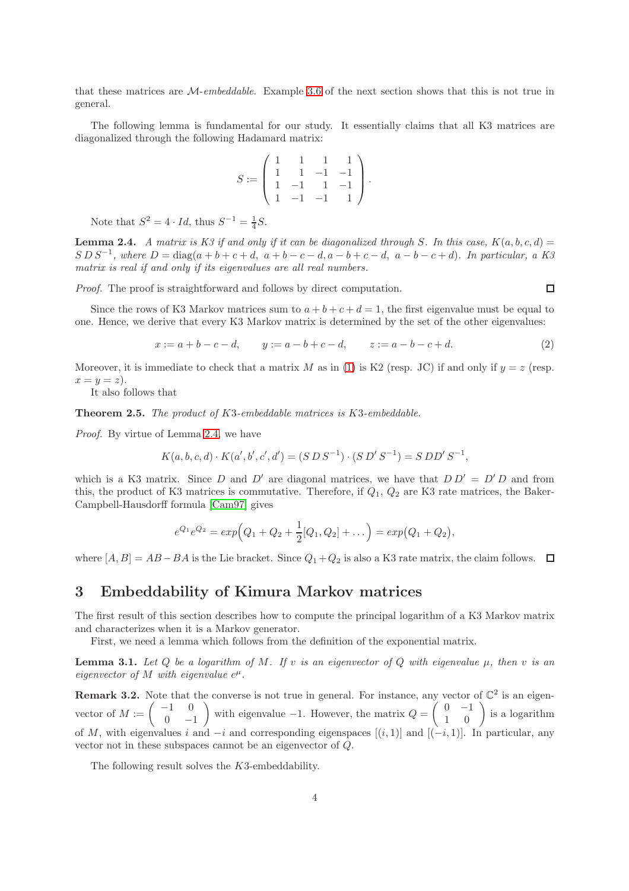that these matrices are $\mathcal{M}$-*embeddable*. Example 3.6 of the next section shows that this is not true in general.

The following lemma is fundamental for our study. It essentially claims that all K3 matrices are diagonalized through the following Hadamard matrix:

$$S := \begin{pmatrix} 1 & 1 & 1 & 1 \\ 1 & 1 & -1 & -1 \\ 1 & -1 & 1 & -1 \\ 1 & -1 & -1 & 1 \end{pmatrix}.$$

Note that $S^2 = 4 \cdot Id$, thus $S^{-1} = \frac{1}{4}S$.

**Lemma 2.4.** *A matrix is K3 if and only if it can be diagonalized through $S$. In this case, $K(a,b,c,d) = S\,D\,S^{-1}$, where $D = \operatorname{diag}(a+b+c+d,\ a+b-c-d, a-b+c-d,\ a-b-c+d)$. In particular, a K3 matrix is real if and only if its eigenvalues are all real numbers.*

*Proof.* The proof is straightforward and follows by direct computation. ∎

Since the rows of K3 Markov matrices sum to $a+b+c+d=1$, the first eigenvalue must be equal to one. Hence, we derive that every K3 Markov matrix is determined by the set of the other eigenvalues:

$$x := a+b-c-d, \qquad y := a-b+c-d, \qquad z := a-b-c+d. \tag{2}$$

Moreover, it is immediate to check that a matrix $M$ as in (1) is K2 (resp. JC) if and only if $y = z$ (resp. $x = y = z$).

It also follows that

**Theorem 2.5.** *The product of K3-embeddable matrices is K3-embeddable.*

*Proof.* By virtue of Lemma 2.4, we have

$$K(a,b,c,d) \cdot K(a',b',c',d') = (S\,D\,S^{-1}) \cdot (S\,D'\,S^{-1}) = S\,DD'\,S^{-1},$$

which is a K3 matrix. Since $D$ and $D'$ are diagonal matrices, we have that $D\,D' = D'\,D$ and from this, the product of K3 matrices is commutative. Therefore, if $Q_1$, $Q_2$ are K3 rate matrices, the Baker-Campbell-Hausdorff formula [Cam97] gives

$$e^{Q_1}e^{Q_2} = exp\Big(Q_1 + Q_2 + \frac{1}{2}[Q_1, Q_2] + \dots\Big) = exp\big(Q_1 + Q_2\big),$$

where $[A,B] = AB - BA$ is the Lie bracket. Since $Q_1 + Q_2$ is also a K3 rate matrix, the claim follows. ∎

# 3 Embeddability of Kimura Markov matrices

The first result of this section describes how to compute the principal logarithm of a K3 Markov matrix and characterizes when it is a Markov generator.

First, we need a lemma which follows from the definition of the exponential matrix.

**Lemma 3.1.** *Let $Q$ be a logarithm of $M$. If $v$ is an eigenvector of $Q$ with eigenvalue $\mu$, then $v$ is an eigenvector of $M$ with eigenvalue $e^{\mu}$.*

**Remark 3.2.** Note that the converse is not true in general. For instance, any vector of $\mathbb{C}^2$ is an eigenvector of $M := \begin{pmatrix} -1 & 0 \\ 0 & -1 \end{pmatrix}$ with eigenvalue $-1$. However, the matrix $Q = \begin{pmatrix} 0 & -1 \\ 1 & 0 \end{pmatrix}$ is a logarithm of $M$, with eigenvalues $i$ and $-i$ and corresponding eigenspaces $[(i,1)]$ and $[(-i,1)]$. In particular, any vector not in these subspaces cannot be an eigenvector of $Q$.

The following result solves the $K3$-embeddability.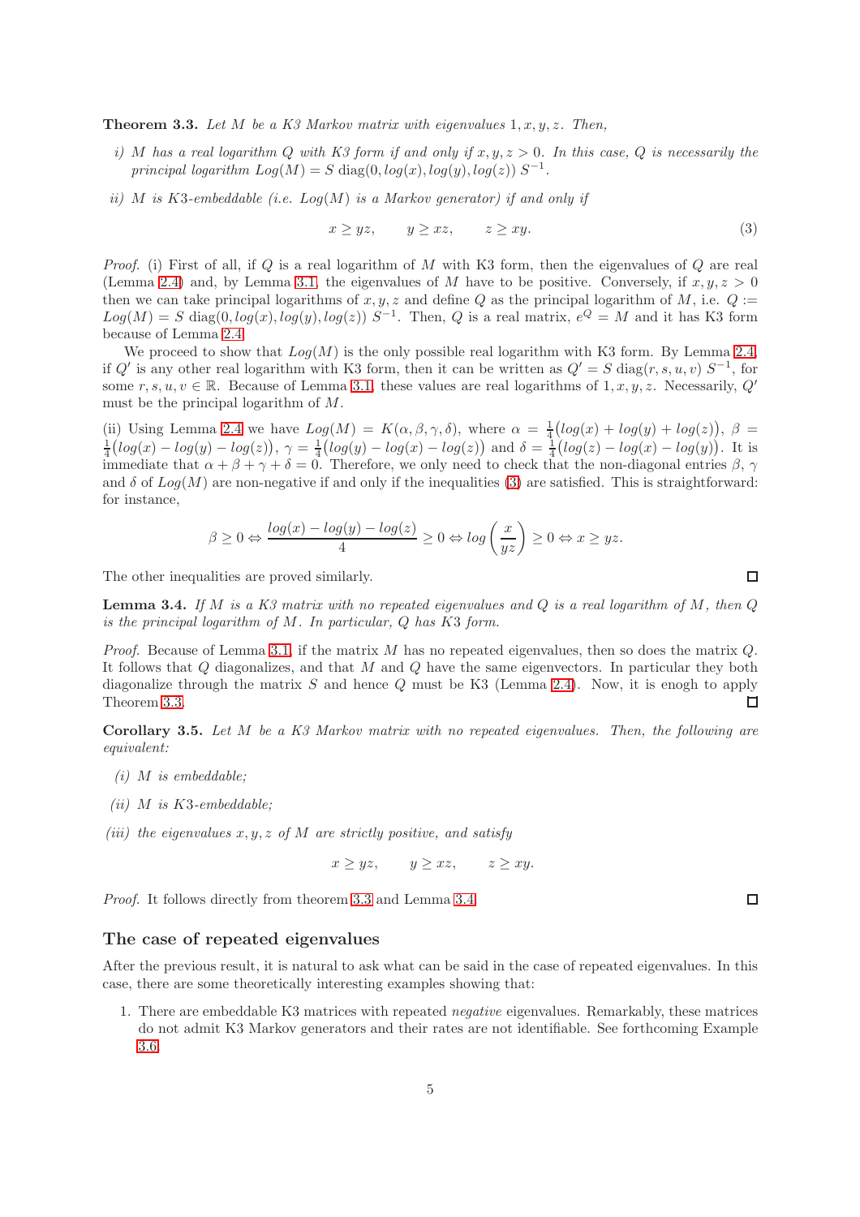**Theorem 3.3.** *Let $M$ be a K3 Markov matrix with eigenvalues $1, x, y, z$. Then,*

*i) $M$ has a real logarithm $Q$ with K3 form if and only if $x, y, z > 0$. In this case, $Q$ is necessarily the principal logarithm $Log(M) = S\ \mathrm{diag}(0, log(x), log(y), log(z))\ S^{-1}$.*

*ii) $M$ is K3-embeddable (i.e. $Log(M)$ is a Markov generator) if and only if*

$$x \geq yz, \qquad y \geq xz, \qquad z \geq xy. \tag{3}$$

*Proof.* (i) First of all, if $Q$ is a real logarithm of $M$ with K3 form, then the eigenvalues of $Q$ are real (Lemma 2.4) and, by Lemma 3.1, the eigenvalues of $M$ have to be positive. Conversely, if $x, y, z > 0$ then we can take principal logarithms of $x, y, z$ and define $Q$ as the principal logarithm of $M$, i.e. $Q := Log(M) = S\ \mathrm{diag}(0, log(x), log(y), log(z))\ S^{-1}$. Then, $Q$ is a real matrix, $e^Q = M$ and it has K3 form because of Lemma 2.4.

We proceed to show that $Log(M)$ is the only possible real logarithm with K3 form. By Lemma 2.4, if $Q'$ is any other real logarithm with K3 form, then it can be written as $Q' = S\ \mathrm{diag}(r, s, u, v)\ S^{-1}$, for some $r, s, u, v \in \mathbb{R}$. Because of Lemma 3.1, these values are real logarithms of $1, x, y, z$. Necessarily, $Q'$ must be the principal logarithm of $M$.

(ii) Using Lemma 2.4 we have $Log(M) = K(\alpha, \beta, \gamma, \delta)$, where $\alpha = \frac{1}{4}\big(log(x) + log(y) + log(z)\big)$, $\beta = \frac{1}{4}\big(log(x) - log(y) - log(z)\big)$, $\gamma = \frac{1}{4}\big(log(y) - log(x) - log(z)\big)$ and $\delta = \frac{1}{4}\big(log(z) - log(x) - log(y)\big)$. It is immediate that $\alpha + \beta + \gamma + \delta = 0$. Therefore, we only need to check that the non-diagonal entries $\beta$, $\gamma$ and $\delta$ of $Log(M)$ are non-negative if and only if the inequalities (3) are satisfied. This is straightforward: for instance,

$$\beta \geq 0 \Leftrightarrow \frac{log(x) - log(y) - log(z)}{4} \geq 0 \Leftrightarrow log\left(\frac{x}{yz}\right) \geq 0 \Leftrightarrow x \geq yz.$$

The other inequalities are proved similarly. $\square$

**Lemma 3.4.** *If $M$ is a K3 matrix with no repeated eigenvalues and $Q$ is a real logarithm of $M$, then $Q$ is the principal logarithm of $M$. In particular, $Q$ has K3 form.*

*Proof.* Because of Lemma 3.1, if the matrix $M$ has no repeated eigenvalues, then so does the matrix $Q$. It follows that $Q$ diagonalizes, and that $M$ and $Q$ have the same eigenvectors. In particular they both diagonalize through the matrix $S$ and hence $Q$ must be K3 (Lemma 2.4). Now, it is enogh to apply Theorem 3.3. $\square$

**Corollary 3.5.** *Let $M$ be a K3 Markov matrix with no repeated eigenvalues. Then, the following are equivalent:*

*(i) $M$ is embeddable;*

*(ii) $M$ is K3-embeddable;*

*(iii) the eigenvalues $x, y, z$ of $M$ are strictly positive, and satisfy*

$$x \geq yz, \qquad y \geq xz, \qquad z \geq xy.$$

*Proof.* It follows directly from theorem 3.3 and Lemma 3.4. $\square$

## The case of repeated eigenvalues

After the previous result, it is natural to ask what can be said in the case of repeated eigenvalues. In this case, there are some theoretically interesting examples showing that:

1. There are embeddable K3 matrices with repeated *negative* eigenvalues. Remarkably, these matrices do not admit K3 Markov generators and their rates are not identifiable. See forthcoming Example 3.6.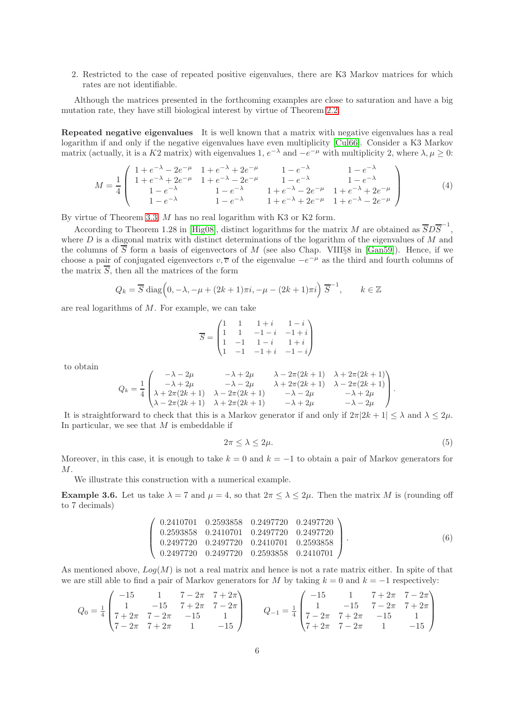2. Restricted to the case of repeated positive eigenvalues, there are K3 Markov matrices for which rates are not identifiable.

Although the matrices presented in the forthcoming examples are close to saturation and have a big mutation rate, they have still biological interest by virtue of Theorem 2.2.

**Repeated negative eigenvalues** It is well known that a matrix with negative eigenvalues has a real logarithm if and only if the negative eigenvalues have even multiplicity [Cul66]. Consider a K3 Markov matrix (actually, it is a $K2$ matrix) with eigenvalues 1, $e^{-\lambda}$ and $-e^{-\mu}$ with multiplicity 2, where $\lambda, \mu \geq 0$:

$$M = \frac{1}{4}\begin{pmatrix} 1+e^{-\lambda}-2e^{-\mu} & 1+e^{-\lambda}+2e^{-\mu} & 1-e^{-\lambda} & 1-e^{-\lambda} \\ 1+e^{-\lambda}+2e^{-\mu} & 1+e^{-\lambda}-2e^{-\mu} & 1-e^{-\lambda} & 1-e^{-\lambda} \\ 1-e^{-\lambda} & 1-e^{-\lambda} & 1+e^{-\lambda}-2e^{-\mu} & 1+e^{-\lambda}+2e^{-\mu} \\ 1-e^{-\lambda} & 1-e^{-\lambda} & 1+e^{-\lambda}+2e^{-\mu} & 1+e^{-\lambda}-2e^{-\mu} \end{pmatrix} \tag{4}$$

By virtue of Theorem 3.3, $M$ has no real logarithm with K3 or K2 form.

According to Theorem 1.28 in [Hig08], distinct logarithms for the matrix $M$ are obtained as $\overline{S}D\overline{S}^{-1}$, where $D$ is a diagonal matrix with distinct determinations of the logarithm of the eigenvalues of $M$ and the columns of $\overline{S}$ form a basis of eigenvectors of $M$ (see also Chap. VIII§8 in [Gan59]). Hence, if we choose a pair of conjugated eigenvectors $v, \overline{v}$ of the eigenvalue $-e^{-\mu}$ as the third and fourth columns of the matrix $\overline{S}$, then all the matrices of the form

$$Q_k = \overline{S}\,\mathrm{diag}\Big(0, -\lambda, -\mu+(2k+1)\pi i, -\mu-(2k+1)\pi i\Big)\,\overline{S}^{-1}, \qquad k \in \mathbb{Z}$$

are real logarithms of $M$. For example, we can take

$$\overline{S} = \begin{pmatrix} 1 & 1 & 1+i & 1-i \\ 1 & 1 & -1-i & -1+i \\ 1 & -1 & 1-i & 1+i \\ 1 & -1 & -1+i & -1-i \end{pmatrix}$$

to obtain

$$Q_k = \frac{1}{4}\begin{pmatrix} -\lambda-2\mu & -\lambda+2\mu & \lambda-2\pi(2k+1) & \lambda+2\pi(2k+1) \\ -\lambda+2\mu & -\lambda-2\mu & \lambda+2\pi(2k+1) & \lambda-2\pi(2k+1) \\ \lambda+2\pi(2k+1) & \lambda-2\pi(2k+1) & -\lambda-2\mu & -\lambda+2\mu \\ \lambda-2\pi(2k+1) & \lambda+2\pi(2k+1) & -\lambda+2\mu & -\lambda-2\mu \end{pmatrix}.$$

It is straightforward to check that this is a Markov generator if and only if $2\pi|2k+1| \leq \lambda$ and $\lambda \leq 2\mu$. In particular, we see that $M$ is embeddable if

$$2\pi \leq \lambda \leq 2\mu. \tag{5}$$

Moreover, in this case, it is enough to take $k = 0$ and $k = -1$ to obtain a pair of Markov generators for $M$.

We illustrate this construction with a numerical example.

**Example 3.6.** Let us take $\lambda = 7$ and $\mu = 4$, so that $2\pi \leq \lambda \leq 2\mu$. Then the matrix $M$ is (rounding off to 7 decimals)

$$\begin{pmatrix} 0.2410701 & 0.2593858 & 0.2497720 & 0.2497720 \\ 0.2593858 & 0.2410701 & 0.2497720 & 0.2497720 \\ 0.2497720 & 0.2497720 & 0.2410701 & 0.2593858 \\ 0.2497720 & 0.2497720 & 0.2593858 & 0.2410701 \end{pmatrix}. \tag{6}$$

As mentioned above, $Log(M)$ is not a real matrix and hence is not a rate matrix either. In spite of that we are still able to find a pair of Markov generators for $M$ by taking $k = 0$ and $k = -1$ respectively:

$$Q_0 = \frac{1}{4}\begin{pmatrix} -15 & 1 & 7-2\pi & 7+2\pi \\ 1 & -15 & 7+2\pi & 7-2\pi \\ 7+2\pi & 7-2\pi & -15 & 1 \\ 7-2\pi & 7+2\pi & 1 & -15 \end{pmatrix} \qquad Q_{-1} = \frac{1}{4}\begin{pmatrix} -15 & 1 & 7+2\pi & 7-2\pi \\ 1 & -15 & 7-2\pi & 7+2\pi \\ 7-2\pi & 7+2\pi & -15 & 1 \\ 7+2\pi & 7-2\pi & 1 & -15 \end{pmatrix}$$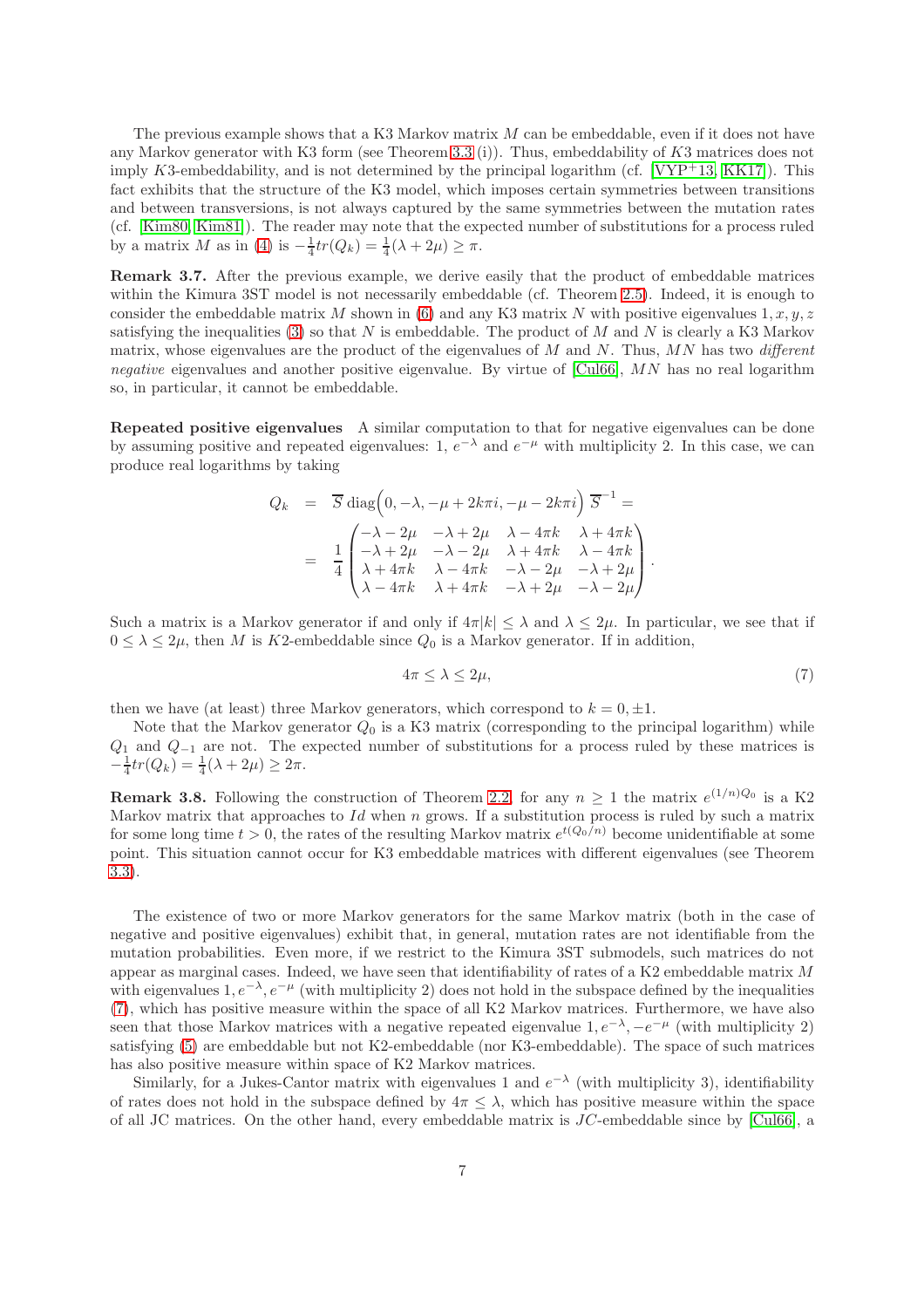The previous example shows that a K3 Markov matrix $M$ can be embeddable, even if it does not have any Markov generator with K3 form (see Theorem 3.3 (i)). Thus, embeddability of $K3$ matrices does not imply $K3$-embeddability, and is not determined by the principal logarithm (cf. [VYP+13, KK17]). This fact exhibits that the structure of the K3 model, which imposes certain symmetries between transitions and between transversions, is not always captured by the same symmetries between the mutation rates (cf. [Kim80, Kim81]). The reader may note that the expected number of substitutions for a process ruled by a matrix $M$ as in (4) is $-\frac{1}{4}tr(Q_k) = \frac{1}{4}(\lambda + 2\mu) \geq \pi$.

**Remark 3.7.** After the previous example, we derive easily that the product of embeddable matrices within the Kimura 3ST model is not necessarily embeddable (cf. Theorem 2.5). Indeed, it is enough to consider the embeddable matrix $M$ shown in (6) and any K3 matrix $N$ with positive eigenvalues $1, x, y, z$ satisfying the inequalities (3) so that $N$ is embeddable. The product of $M$ and $N$ is clearly a K3 Markov matrix, whose eigenvalues are the product of the eigenvalues of $M$ and $N$. Thus, $MN$ has two *different negative* eigenvalues and another positive eigenvalue. By virtue of [Cul66], $MN$ has no real logarithm so, in particular, it cannot be embeddable.

**Repeated positive eigenvalues** A similar computation to that for negative eigenvalues can be done by assuming positive and repeated eigenvalues: $1$, $e^{-\lambda}$ and $e^{-\mu}$ with multiplicity 2. In this case, we can produce real logarithms by taking

$$
\begin{aligned}
Q_k &= \overline{S}\,\mathrm{diag}\Big(0, -\lambda, -\mu + 2k\pi i, -\mu - 2k\pi i\Big)\,\overline{S}^{-1} = \\
&= \frac{1}{4}\begin{pmatrix} -\lambda-2\mu & -\lambda+2\mu & \lambda-4\pi k & \lambda+4\pi k \\ -\lambda+2\mu & -\lambda-2\mu & \lambda+4\pi k & \lambda-4\pi k \\ \lambda+4\pi k & \lambda-4\pi k & -\lambda-2\mu & -\lambda+2\mu \\ \lambda-4\pi k & \lambda+4\pi k & -\lambda+2\mu & -\lambda-2\mu \end{pmatrix}.
\end{aligned}
$$

Such a matrix is a Markov generator if and only if $4\pi|k| \leq \lambda$ and $\lambda \leq 2\mu$. In particular, we see that if $0 \leq \lambda \leq 2\mu$, then $M$ is $K2$-embeddable since $Q_0$ is a Markov generator. If in addition,

$$4\pi \leq \lambda \leq 2\mu, \tag{7}$$

then we have (at least) three Markov generators, which correspond to $k = 0, \pm 1$.

Note that the Markov generator $Q_0$ is a K3 matrix (corresponding to the principal logarithm) while $Q_1$ and $Q_{-1}$ are not. The expected number of substitutions for a process ruled by these matrices is $-\frac{1}{4}tr(Q_k) = \frac{1}{4}(\lambda + 2\mu) \geq 2\pi$.

**Remark 3.8.** Following the construction of Theorem 2.2, for any $n \geq 1$ the matrix $e^{(1/n)Q_0}$ is a K2 Markov matrix that approaches to $Id$ when $n$ grows. If a substitution process is ruled by such a matrix for some long time $t > 0$, the rates of the resulting Markov matrix $e^{t(Q_0/n)}$ become unidentifiable at some point. This situation cannot occur for K3 embeddable matrices with different eigenvalues (see Theorem 3.3).

The existence of two or more Markov generators for the same Markov matrix (both in the case of negative and positive eigenvalues) exhibit that, in general, mutation rates are not identifiable from the mutation probabilities. Even more, if we restrict to the Kimura 3ST submodels, such matrices do not appear as marginal cases. Indeed, we have seen that identifiability of rates of a K2 embeddable matrix $M$ with eigenvalues $1, e^{-\lambda}, e^{-\mu}$ (with multiplicity 2) does not hold in the subspace defined by the inequalities (7), which has positive measure within the space of all K2 Markov matrices. Furthermore, we have also seen that those Markov matrices with a negative repeated eigenvalue $1, e^{-\lambda}, -e^{-\mu}$ (with multiplicity 2) satisfying (5) are embeddable but not K2-embeddable (nor K3-embeddable). The space of such matrices has also positive measure within space of K2 Markov matrices.

Similarly, for a Jukes-Cantor matrix with eigenvalues 1 and $e^{-\lambda}$ (with multiplicity 3), identifiability of rates does not hold in the subspace defined by $4\pi \leq \lambda$, which has positive measure within the space of all JC matrices. On the other hand, every embeddable matrix is $JC$-embeddable since by [Cul66], a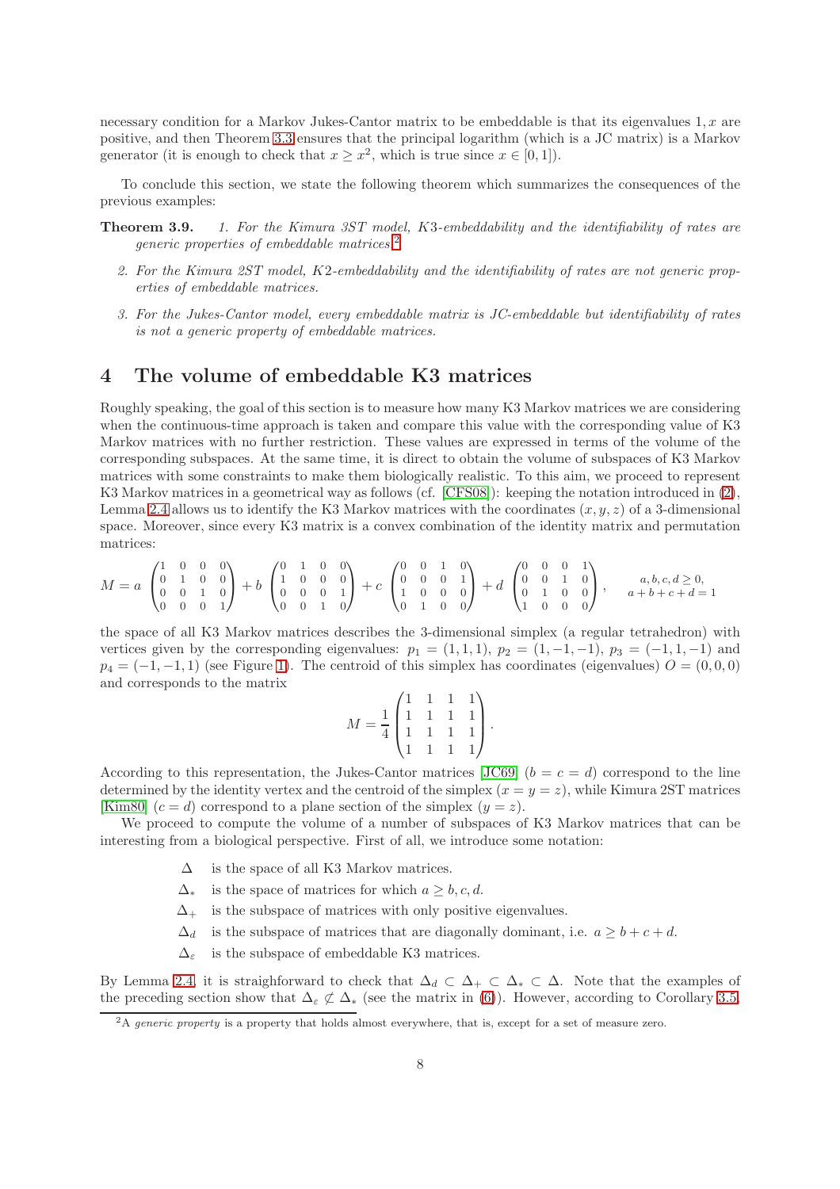necessary condition for a Markov Jukes-Cantor matrix to be embeddable is that its eigenvalues $1, x$ are positive, and then Theorem 3.3 ensures that the principal logarithm (which is a JC matrix) is a Markov generator (it is enough to check that $x \geq x^2$, which is true since $x \in [0, 1]$).

To conclude this section, we state the following theorem which summarizes the consequences of the previous examples:

**Theorem 3.9.** *1. For the Kimura 3ST model, K3-embeddability and the identifiability of rates are generic properties of embeddable matrices.*[2]

*2. For the Kimura 2ST model, K2-embeddability and the identifiability of rates are not generic properties of embeddable matrices.*

*3. For the Jukes-Cantor model, every embeddable matrix is JC-embeddable but identifiability of rates is not a generic property of embeddable matrices.*

## 4 The volume of embeddable K3 matrices

Roughly speaking, the goal of this section is to measure how many K3 Markov matrices we are considering when the continuous-time approach is taken and compare this value with the corresponding value of K3 Markov matrices with no further restriction. These values are expressed in terms of the volume of the corresponding subspaces. At the same time, it is direct to obtain the volume of subspaces of K3 Markov matrices with some constraints to make them biologically realistic. To this aim, we proceed to represent K3 Markov matrices in a geometrical way as follows (cf. [CFS08]): keeping the notation introduced in (2), Lemma 2.4 allows us to identify the K3 Markov matrices with the coordinates $(x, y, z)$ of a 3-dimensional space. Moreover, since every K3 matrix is a convex combination of the identity matrix and permutation matrices:

$$M = a\begin{pmatrix}1&0&0&0\\0&1&0&0\\0&0&1&0\\0&0&0&1\end{pmatrix} + b\begin{pmatrix}0&1&0&0\\1&0&0&0\\0&0&0&1\\0&0&1&0\end{pmatrix} + c\begin{pmatrix}0&0&1&0\\0&0&0&1\\1&0&0&0\\0&1&0&0\end{pmatrix} + d\begin{pmatrix}0&0&0&1\\0&0&1&0\\0&1&0&0\\1&0&0&0\end{pmatrix}, \quad \begin{array}{c}a,b,c,d \geq 0,\\ a+b+c+d=1\end{array}$$

the space of all K3 Markov matrices describes the 3-dimensional simplex (a regular tetrahedron) with vertices given by the corresponding eigenvalues: $p_1 = (1, 1, 1)$, $p_2 = (1, -1, -1)$, $p_3 = (-1, 1, -1)$ and $p_4 = (-1, -1, 1)$ (see Figure 1). The centroid of this simplex has coordinates (eigenvalues) $O = (0, 0, 0)$ and corresponds to the matrix

$$M = \frac{1}{4}\begin{pmatrix}1&1&1&1\\1&1&1&1\\1&1&1&1\\1&1&1&1\end{pmatrix}.$$

According to this representation, the Jukes-Cantor matrices [JC69] ($b = c = d$) correspond to the line determined by the identity vertex and the centroid of the simplex ($x = y = z$), while Kimura 2ST matrices [Kim80] ($c = d$) correspond to a plane section of the simplex ($y = z$).

We proceed to compute the volume of a number of subspaces of K3 Markov matrices that can be interesting from a biological perspective. First of all, we introduce some notation:

- $\Delta$ is the space of all K3 Markov matrices.
- $\Delta_*$ is the space of matrices for which $a \geq b, c, d$.
- $\Delta_+$ is the subspace of matrices with only positive eigenvalues.
- $\Delta_d$ is the subspace of matrices that are diagonally dominant, i.e. $a \geq b + c + d$.
- $\Delta_\varepsilon$ is the subspace of embeddable K3 matrices.

By Lemma 2.4, it is straightforward to check that $\Delta_d \subset \Delta_+ \subset \Delta_* \subset \Delta$. Note that the examples of the preceding section show that $\Delta_\varepsilon \not\subset \Delta_*$ (see the matrix in (6)). However, according to Corollary 3.5,

[2] A *generic property* is a property that holds almost everywhere, that is, except for a set of measure zero.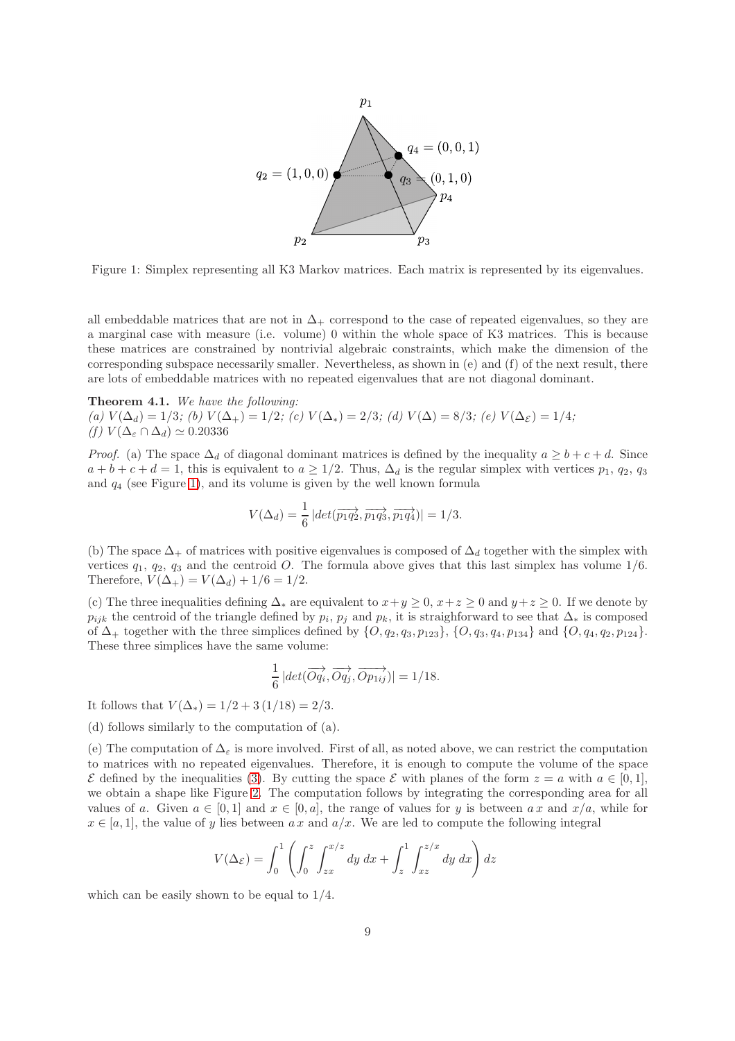Figure 1: Simplex representing all K3 Markov matrices. Each matrix is represented by its eigenvalues.

all embeddable matrices that are not in $\Delta_+$ correspond to the case of repeated eigenvalues, so they are a marginal case with measure (i.e. volume) 0 within the whole space of K3 matrices. This is because these matrices are constrained by nontrivial algebraic constraints, which make the dimension of the corresponding subspace necessarily smaller. Nevertheless, as shown in (e) and (f) of the next result, there are lots of embeddable matrices with no repeated eigenvalues that are not diagonal dominant.

**Theorem 4.1.** *We have the following:*
*(a)* $V(\Delta_d) = 1/3$*; (b)* $V(\Delta_+) = 1/2$*; (c)* $V(\Delta_*) = 2/3$*; (d)* $V(\Delta) = 8/3$*; (e)* $V(\Delta_{\mathcal{E}}) = 1/4$*;*
*(f)* $V(\Delta_\varepsilon \cap \Delta_d) \simeq 0.20336$

*Proof.* (a) The space $\Delta_d$ of diagonal dominant matrices is defined by the inequality $a \geq b + c + d$. Since $a + b + c + d = 1$, this is equivalent to $a \geq 1/2$. Thus, $\Delta_d$ is the regular simplex with vertices $p_1$, $q_2$, $q_3$ and $q_4$ (see Figure 1), and its volume is given by the well known formula

$$V(\Delta_d) = \frac{1}{6}\,|det(\overrightarrow{p_1q_2}, \overrightarrow{p_1q_3}, \overrightarrow{p_1q_4})| = 1/3.$$

(b) The space $\Delta_+$ of matrices with positive eigenvalues is composed of $\Delta_d$ together with the simplex with vertices $q_1$, $q_2$, $q_3$ and the centroid $O$. The formula above gives that this last simplex has volume $1/6$. Therefore, $V(\Delta_+) = V(\Delta_d) + 1/6 = 1/2$.

(c) The three inequalities defining $\Delta_*$ are equivalent to $x+y \geq 0$, $x+z \geq 0$ and $y+z \geq 0$. If we denote by $p_{ijk}$ the centroid of the triangle defined by $p_i$, $p_j$ and $p_k$, it is straighforward to see that $\Delta_*$ is composed of $\Delta_+$ together with the three simplices defined by $\{O, q_2, q_3, p_{123}\}$, $\{O, q_3, q_4, p_{134}\}$ and $\{O, q_4, q_2, p_{124}\}$. These three simplices have the same volume:

$$\frac{1}{6}\,|det(\overrightarrow{Oq_i}, \overrightarrow{Oq_j}, \overrightarrow{Op_{1ij}})| = 1/18.$$

It follows that $V(\Delta_*) = 1/2 + 3\,(1/18) = 2/3$.

(d) follows similarly to the computation of (a).

(e) The computation of $\Delta_\varepsilon$ is more involved. First of all, as noted above, we can restrict the computation to matrices with no repeated eigenvalues. Therefore, it is enough to compute the volume of the space $\mathcal{E}$ defined by the inequalities (3). By cutting the space $\mathcal{E}$ with planes of the form $z = a$ with $a \in [0, 1]$, we obtain a shape like Figure 2. The computation follows by integrating the corresponding area for all values of $a$. Given $a \in [0, 1]$ and $x \in [0, a]$, the range of values for $y$ is between $a\,x$ and $x/a$, while for $x \in [a, 1]$, the value of $y$ lies between $a\,x$ and $a/x$. We are led to compute the following integral

$$V(\Delta_{\mathcal{E}}) = \int_0^1 \left( \int_0^z \int_{zx}^{x/z} dy\; dx + \int_z^1 \int_{xz}^{z/x} dy\; dx \right) dz$$

which can be easily shown to be equal to $1/4$.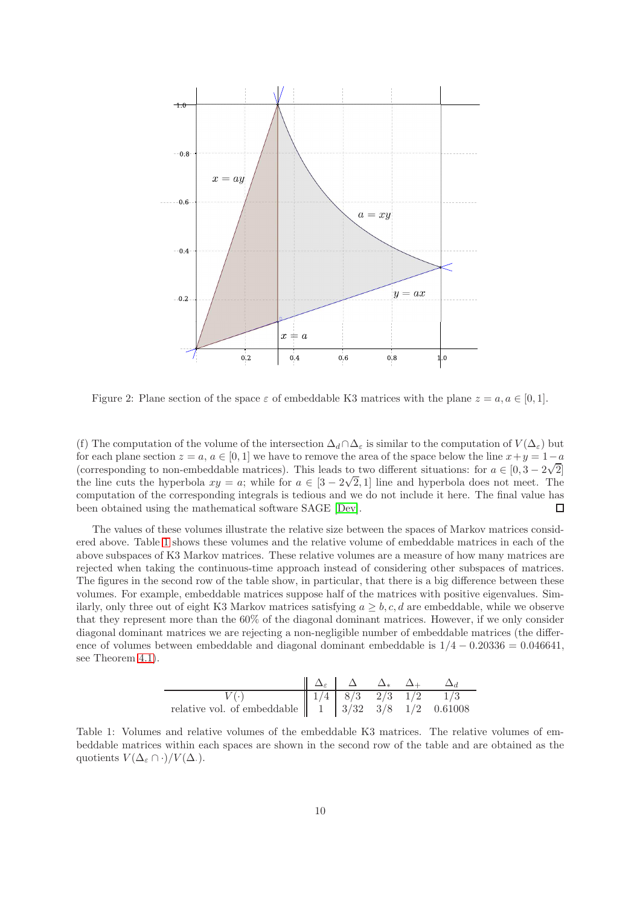Figure 2: Plane section of the space $\varepsilon$ of embeddable K3 matrices with the plane $z = a, a \in [0, 1]$.

(f) The computation of the volume of the intersection $\Delta_d \cap \Delta_\varepsilon$ is similar to the computation of $V(\Delta_\varepsilon)$ but for each plane section $z = a$, $a \in [0, 1]$ we have to remove the area of the space below the line $x+y = 1-a$ (corresponding to non-embeddable matrices). This leads to two different situations: for $a \in [0, 3 - 2\sqrt{2}]$ the line cuts the hyperbola $xy = a$; while for $a \in [3 - 2\sqrt{2}, 1]$ line and hyperbola does not meet. The computation of the corresponding integrals is tedious and we do not include it here. The final value has been obtained using the mathematical software SAGE [Dev]. □

The values of these volumes illustrate the relative size between the spaces of Markov matrices considered above. Table 1 shows these volumes and the relative volume of embeddable matrices in each of the above subspaces of K3 Markov matrices. These relative volumes are a measure of how many matrices are rejected when taking the continuous-time approach instead of considering other subspaces of matrices. The figures in the second row of the table show, in particular, that there is a big difference between these volumes. For example, embeddable matrices suppose half of the matrices with positive eigenvalues. Similarly, only three out of eight K3 Markov matrices satisfying $a \geq b, c, d$ are embeddable, while we observe that they represent more than the 60% of the diagonal dominant matrices. However, if we only consider diagonal dominant matrices we are rejecting a non-negligible number of embeddable matrices (the difference of volumes between embeddable and diagonal dominant embeddable is $1/4 - 0.20336 = 0.046641$, see Theorem 4.1).

| | $\Delta_\varepsilon$ | $\Delta$ | $\Delta_*$ | $\Delta_+$ | $\Delta_d$ |
|---|---|---|---|---|---|
| $V(\cdot)$ | 1/4 | 8/3 | 2/3 | 1/2 | 1/3 |
| relative vol. of embeddable | 1 | 3/32 | 3/8 | 1/2 | 0.61008 |

Table 1: Volumes and relative volumes of the embeddable K3 matrices. The relative volumes of embeddable matrices within each spaces are shown in the second row of the table and are obtained as the quotients $V(\Delta_\varepsilon \cap \cdot)/V(\Delta_\cdot)$.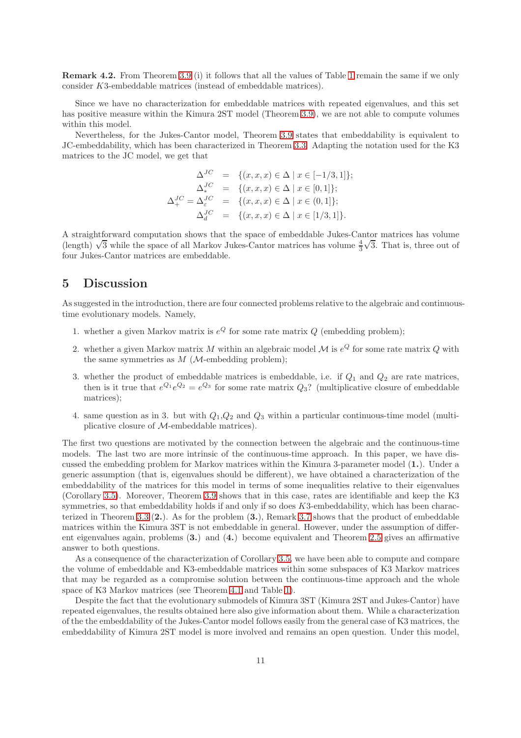**Remark 4.2.** From Theorem 3.9 (i) it follows that all the values of Table 1 remain the same if we only consider $K3$-embeddable matrices (instead of embeddable matrices).

Since we have no characterization for embeddable matrices with repeated eigenvalues, and this set has positive measure within the Kimura 2ST model (Theorem 3.9), we are not able to compute volumes within this model.

Nevertheless, for the Jukes-Cantor model, Theorem 3.9 states that embeddability is equivalent to JC-embeddability, which has been characterized in Theorem 3.3. Adapting the notation used for the K3 matrices to the JC model, we get that

$$
\begin{aligned}
\Delta^{JC} &= \{(x,x,x) \in \Delta \mid x \in [-1/3, 1]\}; \\
\Delta^{JC}_{*} &= \{(x,x,x) \in \Delta \mid x \in [0, 1]\}; \\
\Delta^{JC}_{+} = \Delta^{JC}_{\varepsilon} &= \{(x,x,x) \in \Delta \mid x \in (0, 1]\}; \\
\Delta^{JC}_{d} &= \{(x,x,x) \in \Delta \mid x \in [1/3, 1]\}.
\end{aligned}
$$

A straightforward computation shows that the space of embeddable Jukes-Cantor matrices has volume (length) $\sqrt{3}$ while the space of all Markov Jukes-Cantor matrices has volume $\frac{4}{3}\sqrt{3}$. That is, three out of four Jukes-Cantor matrices are embeddable.

# 5 Discussion

As suggested in the introduction, there are four connected problems relative to the algebraic and continuous-time evolutionary models. Namely,

1. whether a given Markov matrix is $e^Q$ for some rate matrix $Q$ (embedding problem);
2. whether a given Markov matrix $M$ within an algebraic model $\mathcal{M}$ is $e^Q$ for some rate matrix $Q$ with the same symmetries as $M$ ($\mathcal{M}$-embedding problem);
3. whether the product of embeddable matrices is embeddable, i.e. if $Q_1$ and $Q_2$ are rate matrices, then is it true that $e^{Q_1}e^{Q_2} = e^{Q_3}$ for some rate matrix $Q_3$? (multiplicative closure of embeddable matrices);
4. same question as in 3. but with $Q_1$,$Q_2$ and $Q_3$ within a particular continuous-time model (multiplicative closure of $\mathcal{M}$-embeddable matrices).

The first two questions are motivated by the connection between the algebraic and the continuous-time models. The last two are more intrinsic of the continuous-time approach. In this paper, we have discussed the embedding problem for Markov matrices within the Kimura 3-parameter model (**1.**). Under a generic assumption (that is, eigenvalues should be different), we have obtained a characterization of the embeddability of the matrices for this model in terms of some inequalities relative to their eigenvalues (Corollary 3.5). Moreover, Theorem 3.9 shows that in this case, rates are identifiable and keep the K3 symmetries, so that embeddability holds if and only if so does $K3$-embeddability, which has been characterized in Theorem 3.3 (**2.**). As for the problem (**3.**), Remark 3.7 shows that the product of embeddable matrices within the Kimura 3ST is not embeddable in general. However, under the assumption of different eigenvalues again, problems (**3.**) and (**4.**) become equivalent and Theorem 2.5 gives an affirmative answer to both questions.

As a consequence of the characterization of Corollary 3.5, we have been able to compute and compare the volume of embeddable and K3-embeddable matrices within some subspaces of K3 Markov matrices that may be regarded as a compromise solution between the continuous-time approach and the whole space of K3 Markov matrices (see Theorem 4.1 and Table 1).

Despite the fact that the evolutionary submodels of Kimura 3ST (Kimura 2ST and Jukes-Cantor) have repeated eigenvalues, the results obtained here also give information about them. While a characterization of the the embeddability of the Jukes-Cantor model follows easily from the general case of K3 matrices, the embeddability of Kimura 2ST model is more involved and remains an open question. Under this model,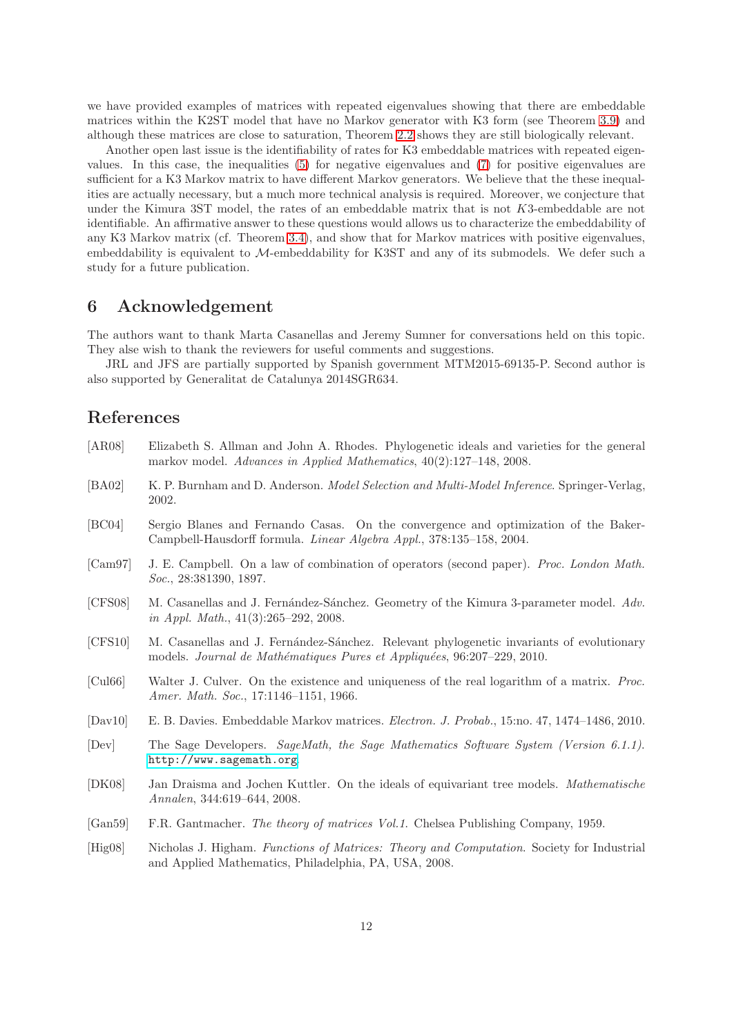we have provided examples of matrices with repeated eigenvalues showing that there are embeddable matrices within the K2ST model that have no Markov generator with K3 form (see Theorem 3.9) and although these matrices are close to saturation, Theorem 2.2 shows they are still biologically relevant.

Another open last issue is the identifiability of rates for K3 embeddable matrices with repeated eigenvalues. In this case, the inequalities (5) for negative eigenvalues and (7) for positive eigenvalues are sufficient for a K3 Markov matrix to have different Markov generators. We believe that the these inequalities are actually necessary, but a much more technical analysis is required. Moreover, we conjecture that under the Kimura 3ST model, the rates of an embeddable matrix that is not $K3$-embeddable are not identifiable. An affirmative answer to these questions would allows us to characterize the embeddability of any K3 Markov matrix (cf. Theorem 3.4), and show that for Markov matrices with positive eigenvalues, embeddability is equivalent to $\mathcal{M}$-embeddability for K3ST and any of its submodels. We defer such a study for a future publication.

# 6 Acknowledgement

The authors want to thank Marta Casanellas and Jeremy Sumner for conversations held on this topic. They alse wish to thank the reviewers for useful comments and suggestions.

JRL and JFS are partially supported by Spanish government MTM2015-69135-P. Second author is also supported by Generalitat de Catalunya 2014SGR634.

# References

[AR08] Elizabeth S. Allman and John A. Rhodes. Phylogenetic ideals and varieties for the general markov model. *Advances in Applied Mathematics*, 40(2):127–148, 2008.

[BA02] K. P. Burnham and D. Anderson. *Model Selection and Multi-Model Inference*. Springer-Verlag, 2002.

[BC04] Sergio Blanes and Fernando Casas. On the convergence and optimization of the Baker-Campbell-Hausdorff formula. *Linear Algebra Appl.*, 378:135–158, 2004.

[Cam97] J. E. Campbell. On a law of combination of operators (second paper). *Proc. London Math. Soc.*, 28:381390, 1897.

[CFS08] M. Casanellas and J. Fernández-Sánchez. Geometry of the Kimura 3-parameter model. *Adv. in Appl. Math.*, 41(3):265–292, 2008.

[CFS10] M. Casanellas and J. Fernández-Sánchez. Relevant phylogenetic invariants of evolutionary models. *Journal de Mathématiques Pures et Appliquées*, 96:207–229, 2010.

[Cul66] Walter J. Culver. On the existence and uniqueness of the real logarithm of a matrix. *Proc. Amer. Math. Soc.*, 17:1146–1151, 1966.

[Dav10] E. B. Davies. Embeddable Markov matrices. *Electron. J. Probab.*, 15:no. 47, 1474–1486, 2010.

[Dev] The Sage Developers. *SageMath, the Sage Mathematics Software System (Version 6.1.1)*. http://www.sagemath.org.

[DK08] Jan Draisma and Jochen Kuttler. On the ideals of equivariant tree models. *Mathematische Annalen*, 344:619–644, 2008.

[Gan59] F.R. Gantmacher. *The theory of matrices Vol.1.* Chelsea Publishing Company, 1959.

[Hig08] Nicholas J. Higham. *Functions of Matrices: Theory and Computation.* Society for Industrial and Applied Mathematics, Philadelphia, PA, USA, 2008.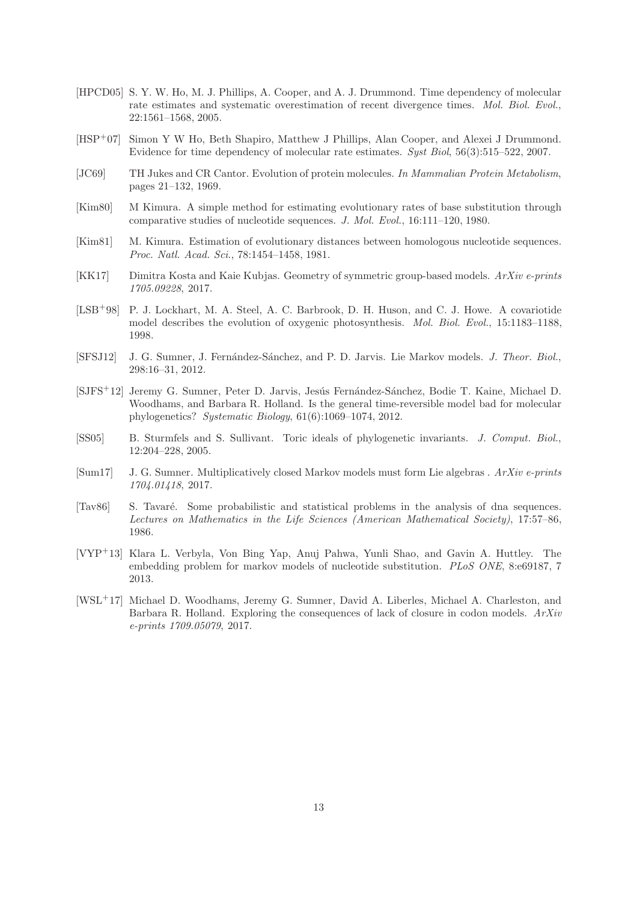[HPCD05] S. Y. W. Ho, M. J. Phillips, A. Cooper, and A. J. Drummond. Time dependency of molecular rate estimates and systematic overestimation of recent divergence times. *Mol. Biol. Evol.*, 22:1561–1568, 2005.

[HSP+07] Simon Y W Ho, Beth Shapiro, Matthew J Phillips, Alan Cooper, and Alexei J Drummond. Evidence for time dependency of molecular rate estimates. *Syst Biol*, 56(3):515–522, 2007.

[JC69] TH Jukes and CR Cantor. Evolution of protein molecules. *In Mammalian Protein Metabolism*, pages 21–132, 1969.

[Kim80] M Kimura. A simple method for estimating evolutionary rates of base substitution through comparative studies of nucleotide sequences. *J. Mol. Evol.*, 16:111–120, 1980.

[Kim81] M. Kimura. Estimation of evolutionary distances between homologous nucleotide sequences. *Proc. Natl. Acad. Sci.*, 78:1454–1458, 1981.

[KK17] Dimitra Kosta and Kaie Kubjas. Geometry of symmetric group-based models. *ArXiv e-prints 1705.09228*, 2017.

[LSB+98] P. J. Lockhart, M. A. Steel, A. C. Barbrook, D. H. Huson, and C. J. Howe. A covariotide model describes the evolution of oxygenic photosynthesis. *Mol. Biol. Evol.*, 15:1183–1188, 1998.

[SFSJ12] J. G. Sumner, J. Fernández-Sánchez, and P. D. Jarvis. Lie Markov models. *J. Theor. Biol.*, 298:16–31, 2012.

[SJFS+12] Jeremy G. Sumner, Peter D. Jarvis, Jesús Fernández-Sánchez, Bodie T. Kaine, Michael D. Woodhams, and Barbara R. Holland. Is the general time-reversible model bad for molecular phylogenetics? *Systematic Biology*, 61(6):1069–1074, 2012.

[SS05] B. Sturmfels and S. Sullivant. Toric ideals of phylogenetic invariants. *J. Comput. Biol.*, 12:204–228, 2005.

[Sum17] J. G. Sumner. Multiplicatively closed Markov models must form Lie algebras . *ArXiv e-prints 1704.01418*, 2017.

[Tav86] S. Tavaré. Some probabilistic and statistical problems in the analysis of dna sequences. *Lectures on Mathematics in the Life Sciences (American Mathematical Society)*, 17:57–86, 1986.

[VYP+13] Klara L. Verbyla, Von Bing Yap, Anuj Pahwa, Yunli Shao, and Gavin A. Huttley. The embedding problem for markov models of nucleotide substitution. *PLoS ONE*, 8:e69187, 7 2013.

[WSL+17] Michael D. Woodhams, Jeremy G. Sumner, David A. Liberles, Michael A. Charleston, and Barbara R. Holland. Exploring the consequences of lack of closure in codon models. *ArXiv e-prints 1709.05079*, 2017.